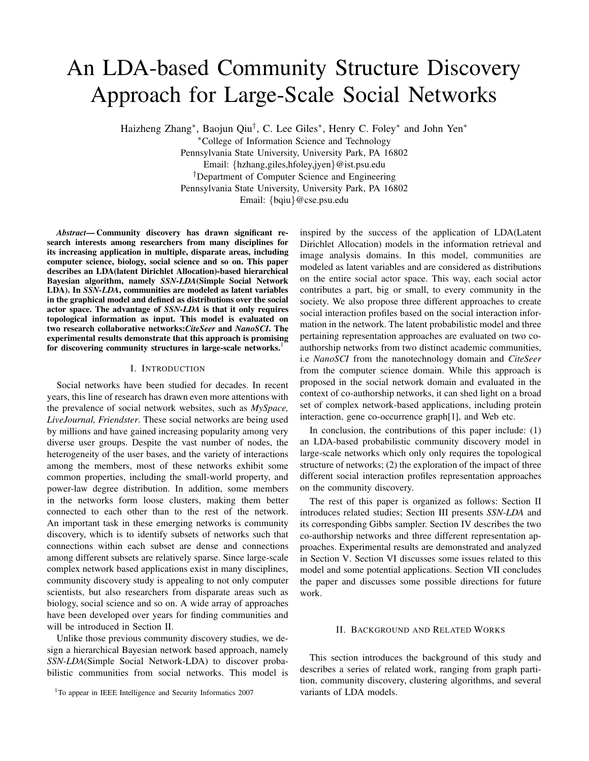# An LDA-based Community Structure Discovery Approach for Large-Scale Social Networks

Haizheng Zhang[*], Baojun Qiu[†], C. Lee Giles[*], Henry C. Foley[*] and John Yen[*]

[*]College of Information Science and Technology
Pennsylvania State University, University Park, PA 16802
Email: {hzhang,giles,hfoley,jyen}@ist.psu.edu

[†]Department of Computer Science and Engineering
Pennsylvania State University, University Park, PA 16802
Email: {bqiu}@cse.psu.edu

***Abstract*— Community discovery has drawn significant research interests among researchers from many disciplines for its increasing application in multiple, disparate areas, including computer science, biology, social science and so on. This paper describes an LDA(latent Dirichlet Allocation)-based hierarchical Bayesian algorithm, namely *SSN-LDA*(Simple Social Network LDA). In *SSN-LDA*, communities are modeled as latent variables in the graphical model and defined as distributions over the social actor space. The advantage of *SSN-LDA* is that it only requires topological information as input. This model is evaluated on two research collaborative networks:*CiteSeer* and *NanoSCI*. The experimental results demonstrate that this approach is promising for discovering community structures in large-scale networks.**[1]

## I. Introduction

Social networks have been studied for decades. In recent years, this line of research has drawn even more attentions with the prevalence of social network websites, such as *MySpace, LiveJournal, Friendster*. These social networks are being used by millions and have gained increasing popularity among very diverse user groups. Despite the vast number of nodes, the heterogeneity of the user bases, and the variety of interactions among the members, most of these networks exhibit some common properties, including the small-world property, and power-law degree distribution. In addition, some members in the networks form loose clusters, making them better connected to each other than to the rest of the network. An important task in these emerging networks is community discovery, which is to identify subsets of networks such that connections within each subset are dense and connections among different subsets are relatively sparse. Since large-scale complex network based applications exist in many disciplines, community discovery study is appealing to not only computer scientists, but also researchers from disparate areas such as biology, social science and so on. A wide array of approaches have been developed over years for finding communities and will be introduced in Section II.

Unlike those previous community discovery studies, we design a hierarchical Bayesian network based approach, namely *SSN-LDA*(Simple Social Network-LDA) to discover probabilistic communities from social networks. This model is inspired by the success of the application of LDA(Latent Dirichlet Allocation) models in the information retrieval and image analysis domains. In this model, communities are modeled as latent variables and are considered as distributions on the entire social actor space. This way, each social actor contributes a part, big or small, to every community in the society. We also propose three different approaches to create social interaction profiles based on the social interaction information in the network. The latent probabilistic model and three pertaining representation approaches are evaluated on two co-authorship networks from two distinct academic communities, i.e *NanoSCI* from the nanotechnology domain and *CiteSeer* from the computer science domain. While this approach is proposed in the social network domain and evaluated in the context of co-authorship networks, it can shed light on a broad set of complex network-based applications, including protein interaction, gene co-occurrence graph[1], and Web etc.

In conclusion, the contributions of this paper include: (1) an LDA-based probabilistic community discovery model in large-scale networks which only only requires the topological structure of networks; (2) the exploration of the impact of three different social interaction profiles representation approaches on the community discovery.

The rest of this paper is organized as follows: Section II introduces related studies; Section III presents *SSN-LDA* and its corresponding Gibbs sampler. Section IV describes the two co-authorship networks and three different representation approaches. Experimental results are demonstrated and analyzed in Section V. Section VI discusses some issues related to this model and some potential applications. Section VII concludes the paper and discusses some possible directions for future work.

## II. Background and Related Works

This section introduces the background of this study and describes a series of related work, ranging from graph partition, community discovery, clustering algorithms, and several variants of LDA models.

[1]To appear in IEEE Intelligence and Security Informatics 2007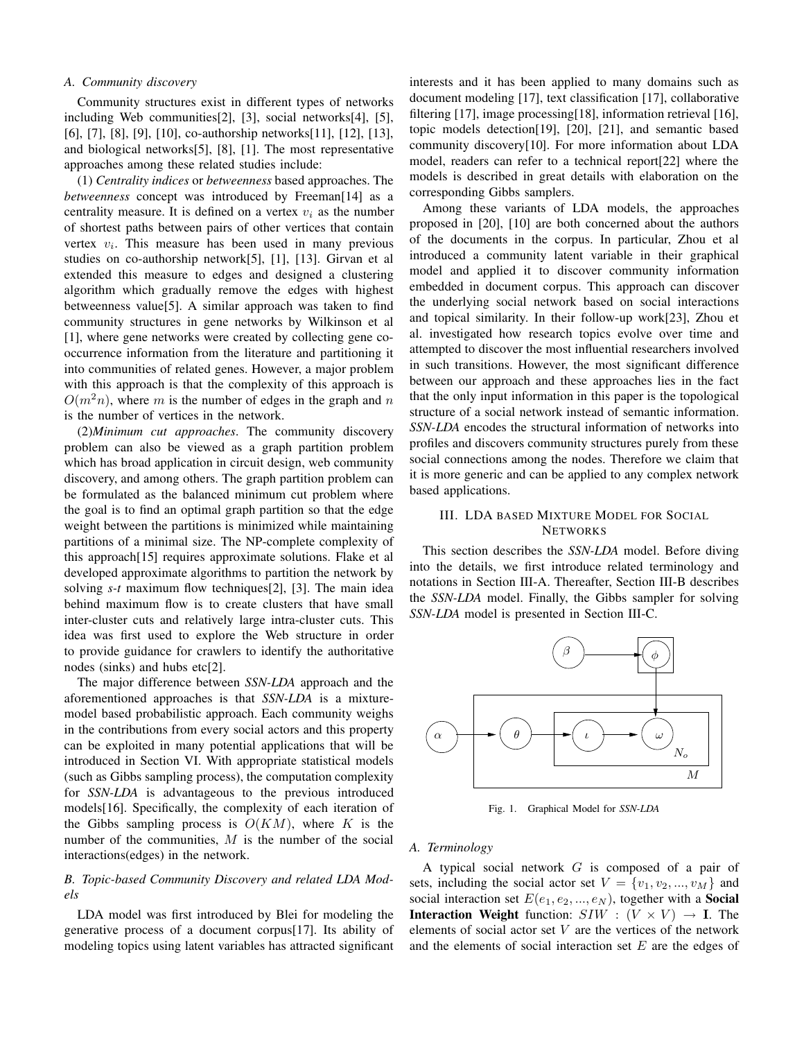### A. Community discovery

Community structures exist in different types of networks including Web communities[2], [3], social networks[4], [5], [6], [7], [8], [9], [10], co-authorship networks[11], [12], [13], and biological networks[5], [8], [1]. The most representative approaches among these related studies include:

(1) *Centrality indices* or *betweenness* based approaches. The *betweenness* concept was introduced by Freeman[14] as a centrality measure. It is defined on a vertex $v_i$ as the number of shortest paths between pairs of other vertices that contain vertex $v_i$. This measure has been used in many previous studies on co-authorship network[5], [1], [13]. Girvan et al extended this measure to edges and designed a clustering algorithm which gradually remove the edges with highest betweenness value[5]. A similar approach was taken to find community structures in gene networks by Wilkinson et al [1], where gene networks were created by collecting gene co-occurrence information from the literature and partitioning it into communities of related genes. However, a major problem with this approach is that the complexity of this approach is $O(m^2n)$, where $m$ is the number of edges in the graph and $n$ is the number of vertices in the network.

(2)*Minimum cut approaches*. The community discovery problem can also be viewed as a graph partition problem which has broad application in circuit design, web community discovery, and among others. The graph partition problem can be formulated as the balanced minimum cut problem where the goal is to find an optimal graph partition so that the edge weight between the partitions is minimized while maintaining partitions of a minimal size. The NP-complete complexity of this approach[15] requires approximate solutions. Flake et al developed approximate algorithms to partition the network by solving *s-t* maximum flow techniques[2], [3]. The main idea behind maximum flow is to create clusters that have small inter-cluster cuts and relatively large intra-cluster cuts. This idea was first used to explore the Web structure in order to provide guidance for crawlers to identify the authoritative nodes (sinks) and hubs etc[2].

The major difference between *SSN-LDA* approach and the aforementioned approaches is that *SSN-LDA* is a mixture-model based probabilistic approach. Each community weighs in the contributions from every social actors and this property can be exploited in many potential applications that will be introduced in Section VI. With appropriate statistical models (such as Gibbs sampling process), the computation complexity for *SSN-LDA* is advantageous to the previous introduced models[16]. Specifically, the complexity of each iteration of the Gibbs sampling process is $O(KM)$, where $K$ is the number of the communities, $M$ is the number of the social interactions(edges) in the network.

### B. Topic-based Community Discovery and related LDA Models

LDA model was first introduced by Blei for modeling the generative process of a document corpus[17]. Its ability of modeling topics using latent variables has attracted significant interests and it has been applied to many domains such as document modeling [17], text classification [17], collaborative filtering [17], image processing[18], information retrieval [16], topic models detection[19], [20], [21], and semantic based community discovery[10]. For more information about LDA model, readers can refer to a technical report[22] where the models is described in great details with elaboration on the corresponding Gibbs samplers.

Among these variants of LDA models, the approaches proposed in [20], [10] are both concerned about the authors of the documents in the corpus. In particular, Zhou et al introduced a community latent variable in their graphical model and applied it to discover community information embedded in document corpus. This approach can discover the underlying social network based on social interactions and topical similarity. In their follow-up work[23], Zhou et al. investigated how research topics evolve over time and attempted to discover the most influential researchers involved in such transitions. However, the most significant difference between our approach and these approaches lies in the fact that the only input information in this paper is the topological structure of a social network instead of semantic information. *SSN-LDA* encodes the structural information of networks into profiles and discovers community structures purely from these social connections among the nodes. Therefore we claim that it is more generic and can be applied to any complex network based applications.

## III. LDA based Mixture Model for Social Networks

This section describes the *SSN-LDA* model. Before diving into the details, we first introduce related terminology and notations in Section III-A. Thereafter, Section III-B describes the *SSN-LDA* model. Finally, the Gibbs sampler for solving *SSN-LDA* model is presented in Section III-C.

Fig. 1. Graphical Model for *SSN-LDA*

### A. Terminology

A typical social network $G$ is composed of a pair of sets, including the social actor set $V = \{v_1, v_2, ..., v_M\}$ and social interaction set $E(e_1, e_2, ..., e_N)$, together with a **Social Interaction Weight** function: $SIW : (V \times V) \rightarrow \mathbf{I}$. The elements of social actor set $V$ are the vertices of the network and the elements of social interaction set $E$ are the edges of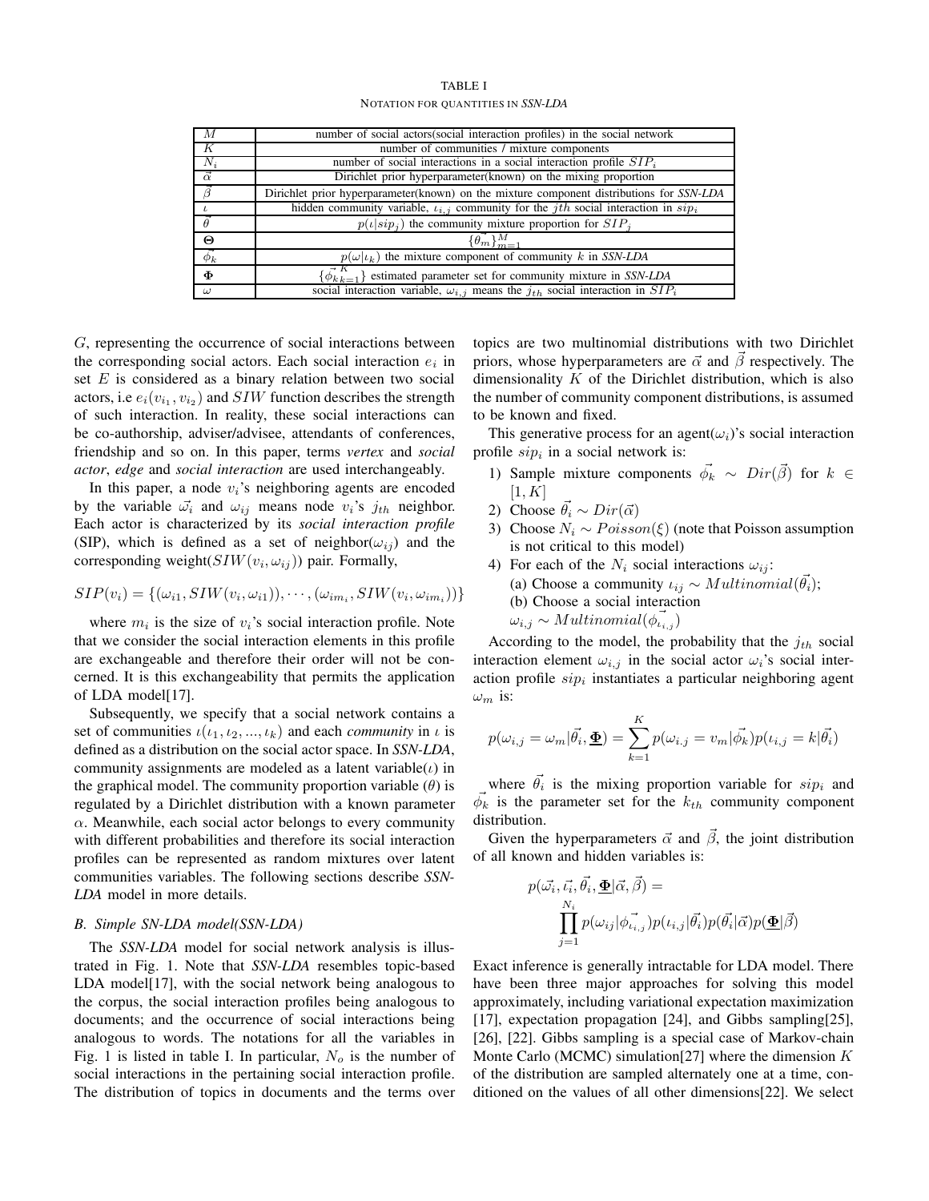TABLE I

NOTATION FOR QUANTITIES IN *SSN-LDA*

| | |
|---|---|
| $M$ | number of social actors(social interaction profiles) in the social network |
| $K$ | number of communities / mixture components |
| $N_i$ | number of social interactions in a social interaction profile $SIP_i$ |
| $\vec{\alpha}$ | Dirichlet prior hyperparameter(known) on the mixing proportion |
| $\vec{\beta}$ | Dirichlet prior hyperparameter(known) on the mixture component distributions for *SSN-LDA* |
| $\iota$ | hidden community variable, $\iota_{i,j}$ community for the $jth$ social interaction in $sip_i$ |
| $\vec{\theta}$ | $p(\iota \vert sip_j)$ the community mixture proportion for $SIP_j$ |
| $\mathbf{\Theta}$ | $\{\vec{\theta_m}\}_{m=1}^{M}$ |
| $\vec{\phi_k}$ | $p(\omega \vert \iota_k)$ the mixture component of community $k$ in *SSN-LDA* |
| $\mathbf{\Phi}$ | $\{\vec{\phi_k}_{k=1}^{K}\}$ estimated parameter set for community mixture in *SSN-LDA* |
| $\omega$ | social interaction variable, $\omega_{i,j}$ means the $j_{th}$ social interaction in $SIP_i$ |

$G$, representing the occurrence of social interactions between the corresponding social actors. Each social interaction $e_i$ in set $E$ is considered as a binary relation between two social actors, i.e $e_i(v_{i_1}, v_{i_2})$ and $SIW$ function describes the strength of such interaction. In reality, these social interactions can be co-authorship, adviser/advisee, attendants of conferences, friendship and so on. In this paper, terms *vertex* and *social actor*, *edge* and *social interaction* are used interchangeably.

In this paper, a node $v_i$'s neighboring agents are encoded by the variable $\vec{\omega_i}$ and $\omega_{ij}$ means node $v_i$'s $j_{th}$ neighbor. Each actor is characterized by its *social interaction profile* (SIP), which is defined as a set of neighbor($\omega_{ij}$) and the corresponding weight($SIW(v_i, \omega_{ij})$) pair. Formally,

$$SIP(v_i) = \{(\omega_{i1}, SIW(v_i, \omega_{i1})), \cdots, (\omega_{im_i}, SIW(v_i, \omega_{im_i}))\}$$

where $m_i$ is the size of $v_i$'s social interaction profile. Note that we consider the social interaction elements in this profile are exchangeable and therefore their order will not be concerned. It is this exchangeability that permits the application of LDA model[17].

Subsequently, we specify that a social network contains a set of communities $\iota(\iota_1, \iota_2, ..., \iota_k)$ and each *community* in $\iota$ is defined as a distribution on the social actor space. In *SSN-LDA*, community assignments are modeled as a latent variable($\iota$) in the graphical model. The community proportion variable ($\theta$) is regulated by a Dirichlet distribution with a known parameter $\alpha$. Meanwhile, each social actor belongs to every community with different probabilities and therefore its social interaction profiles can be represented as random mixtures over latent communities variables. The following sections describe *SSN-LDA* model in more details.

### B. Simple SN-LDA model(SSN-LDA)

The *SSN-LDA* model for social network analysis is illustrated in Fig. 1. Note that *SSN-LDA* resembles topic-based LDA model[17], with the social network being analogous to the corpus, the social interaction profiles being analogous to documents; and the occurrence of social interactions being analogous to words. The notations for all the variables in Fig. 1 is listed in table I. In particular, $N_o$ is the number of social interactions in the pertaining social interaction profile. The distribution of topics in documents and the terms over topics are two multinomial distributions with two Dirichlet priors, whose hyperparameters are $\vec{\alpha}$ and $\vec{\beta}$ respectively. The dimensionality $K$ of the Dirichlet distribution, which is also the number of community component distributions, is assumed to be known and fixed.

This generative process for an agent($\omega_i$)'s social interaction profile $sip_i$ in a social network is:

1) Sample mixture components $\vec{\phi_k} \sim Dir(\vec{\beta})$ for $k \in [1, K]$
2) Choose $\vec{\theta_i} \sim Dir(\vec{\alpha})$
3) Choose $N_i \sim Poisson(\xi)$ (note that Poisson assumption is not critical to this model)
4) For each of the $N_i$ social interactions $\omega_{ij}$:
   (a) Choose a community $\iota_{ij} \sim Multinomial(\vec{\theta_i})$;
   (b) Choose a social interaction $\omega_{i,j} \sim Multinomial(\vec{\phi_{\iota_{i,j}}})$

According to the model, the probability that the $j_{th}$ social interaction element $\omega_{i,j}$ in the social actor $\omega_i$'s social interaction profile $sip_i$ instantiates a particular neighboring agent $\omega_m$ is:

$$p(\omega_{i,j} = \omega_m | \vec{\theta_i}, \underline{\mathbf{\Phi}}) = \sum_{k=1}^{K} p(\omega_{i.j} = v_m | \vec{\phi_k}) p(\iota_{i,j} = k | \vec{\theta_i})$$

where $\vec{\theta_i}$ is the mixing proportion variable for $sip_i$ and $\vec{\phi_k}$ is the parameter set for the $k_{th}$ community component distribution.

Given the hyperparameters $\vec{\alpha}$ and $\vec{\beta}$, the joint distribution of all known and hidden variables is:

$$p(\vec{\omega_i}, \vec{\iota_i}, \vec{\theta_i}, \underline{\mathbf{\Phi}} | \vec{\alpha}, \vec{\beta}) = \prod_{j=1}^{N_i} p(\omega_{ij} | \vec{\phi_{\iota_{i,j}}}) p(\iota_{i,j} | \vec{\theta_i}) p(\vec{\theta_i} | \vec{\alpha}) p(\underline{\mathbf{\Phi}} | \vec{\beta})$$

Exact inference is generally intractable for LDA model. There have been three major approaches for solving this model approximately, including variational expectation maximization [17], expectation propagation [24], and Gibbs sampling[25], [26], [22]. Gibbs sampling is a special case of Markov-chain Monte Carlo (MCMC) simulation[27] where the dimension $K$ of the distribution are sampled alternately one at a time, conditioned on the values of all other dimensions[22]. We select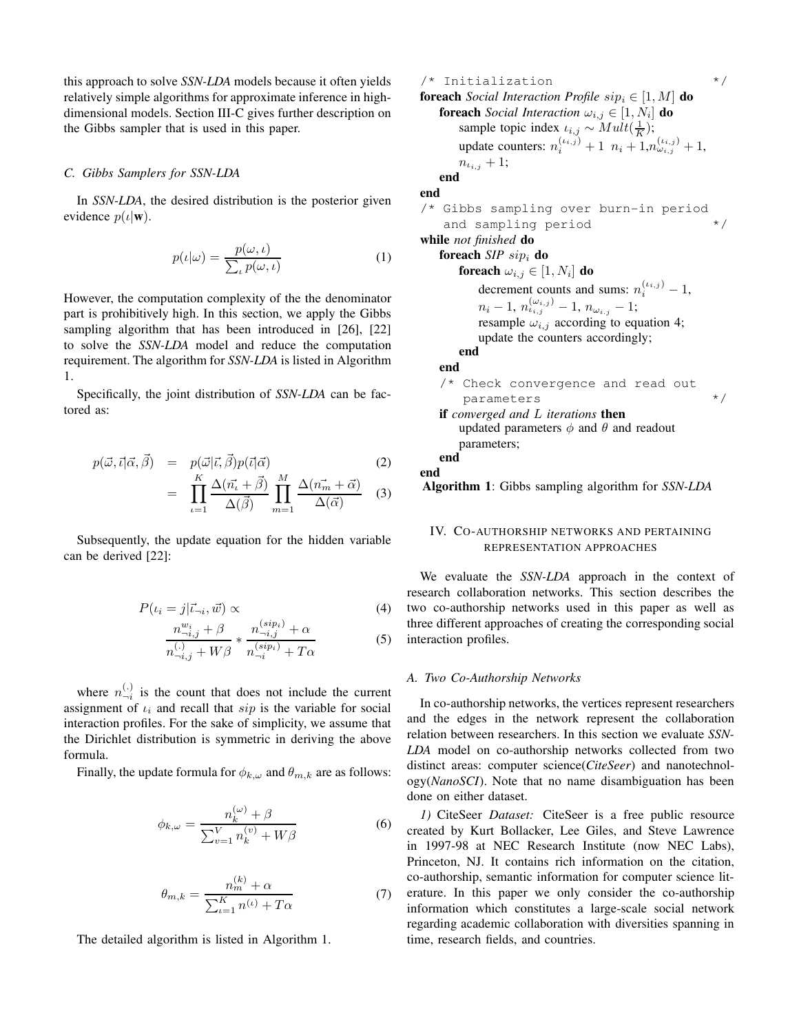this approach to solve *SSN-LDA* models because it often yields relatively simple algorithms for approximate inference in high-dimensional models. Section III-C gives further description on the Gibbs sampler that is used in this paper.

### *C. Gibbs Samplers for SSN-LDA*

In *SSN-LDA*, the desired distribution is the posterior given evidence $p(\iota|\mathbf{w})$.

$$p(\iota|\omega) = \frac{p(\omega, \iota)}{\sum_{\iota} p(\omega, \iota)} \quad (1)$$

However, the computation complexity of the the denominator part is prohibitively high. In this section, we apply the Gibbs sampling algorithm that has been introduced in [26], [22] to solve the *SSN-LDA* model and reduce the computation requirement. The algorithm for *SSN-LDA* is listed in Algorithm 1.

Specifically, the joint distribution of *SSN-LDA* can be factored as:

$$p(\vec{\omega}, \vec{\iota}|\vec{\alpha}, \vec{\beta}) = p(\vec{\omega}|\vec{\iota}, \vec{\beta})p(\vec{\iota}|\vec{\alpha}) \quad (2)$$

$$= \prod_{\iota=1}^{K} \frac{\Delta(\vec{n_\iota} + \vec{\beta})}{\Delta(\vec{\beta})} \prod_{m=1}^{M} \frac{\Delta(\vec{n_m} + \vec{\alpha})}{\Delta(\vec{\alpha})} \quad (3)$$

Subsequently, the update equation for the hidden variable can be derived [22]:

$$P(\iota_i = j|\vec{\iota}_{\neg i}, \vec{w}) \propto \quad (4)$$

$$\frac{n_{\neg i,j}^{w_i} + \beta}{n_{\neg i,j}^{(\cdot)} + W\beta} * \frac{n_{\neg i,j}^{(sip_i)} + \alpha}{n_{\neg i}^{(sip_i)} + T\alpha} \quad (5)$$

where $n_{\neg i}^{(\cdot)}$ is the count that does not include the current assignment of $\iota_i$ and recall that $sip$ is the variable for social interaction profiles. For the sake of simplicity, we assume that the Dirichlet distribution is symmetric in deriving the above formula.

Finally, the update formula for $\phi_{k,\omega}$ and $\theta_{m,k}$ are as follows:

$$\phi_{k,\omega} = \frac{n_k^{(\omega)} + \beta}{\sum_{v=1}^{V} n_k^{(v)} + W\beta} \quad (6)$$

$$\theta_{m,k} = \frac{n_m^{(k)} + \alpha}{\sum_{\iota=1}^{K} n^{(\iota)} + T\alpha} \quad (7)$$

The detailed algorithm is listed in Algorithm 1.

```
/* Initialization */
foreach Social Interaction Profile sip_i ∈ [1, M] do
    foreach Social Interaction ω_{i,j} ∈ [1, N_i] do
        sample topic index ι_{i,j} ~ Mult(1/K);
        update counters: n_i^(ι_{i,j}) + 1  n_i + 1, n_{ι_{i,j}}^(ω_{i,j}) + 1,
        n_{ι_{i,j}} + 1;
    end
end
/* Gibbs sampling over burn-in period
   and sampling period */
while not finished do
    foreach SIP sip_i do
        foreach ω_{i,j} ∈ [1, N_i] do
            decrement counts and sums: n_i^(ι_{i,j}) − 1,
            n_i − 1, n_{ι_{i,j}}^(ω_{i,j}) − 1, n_{ω_{i,j}} − 1;
            resample ω_{i,j} according to equation 4;
            update the counters accordingly;
        end
    end
    /* Check convergence and read out
       parameters */
    if converged and L iterations then
        updated parameters φ and θ and readout
        parameters;
    end
end
```

**Algorithm 1**: Gibbs sampling algorithm for *SSN-LDA*

## IV. Co-authorship networks and pertaining representation approaches

We evaluate the *SSN-LDA* approach in the context of research collaboration networks. This section describes the two co-authorship networks used in this paper as well as three different approaches of creating the corresponding social interaction profiles.

### *A. Two Co-Authorship Networks*

In co-authorship networks, the vertices represent researchers and the edges in the network represent the collaboration relation between researchers. In this section we evaluate *SSN-LDA* model on co-authorship networks collected from two distinct areas: computer science(*CiteSeer*) and nanotechnology(*NanoSCI*). Note that no name disambiguation has been done on either dataset.

*1) CiteSeer Dataset:* CiteSeer is a free public resource created by Kurt Bollacker, Lee Giles, and Steve Lawrence in 1997-98 at NEC Research Institute (now NEC Labs), Princeton, NJ. It contains rich information on the citation, co-authorship, semantic information for computer science literature. In this paper we only consider the co-authorship information which constitutes a large-scale social network regarding academic collaboration with diversities spanning in time, research fields, and countries.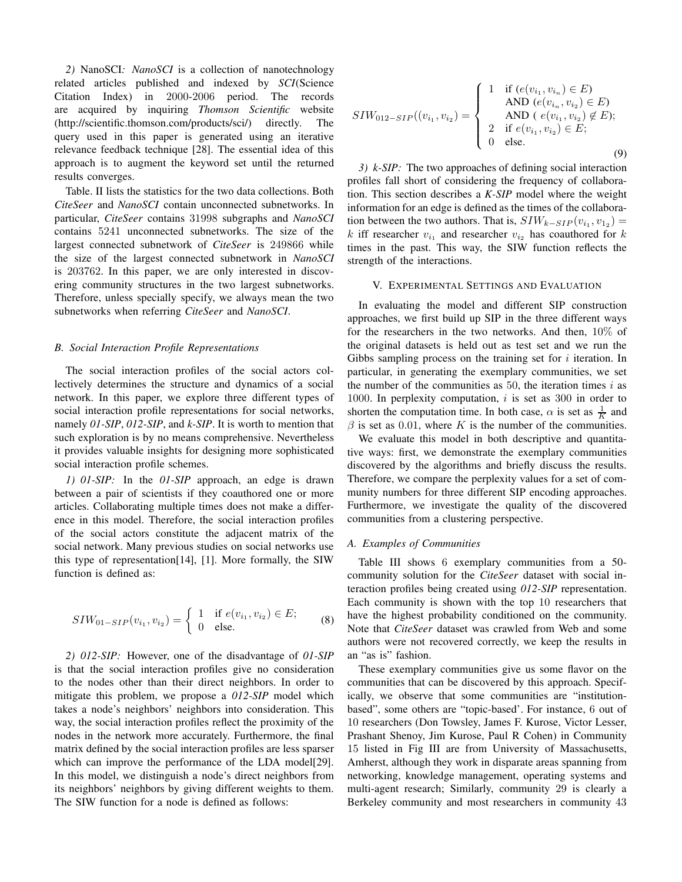*2)* NanoSCI*: NanoSCI* is a collection of nanotechnology related articles published and indexed by *SCI*(Science Citation Index) in 2000-2006 period. The records are acquired by inquiring *Thomson Scientific* website (http://scientific.thomson.com/products/sci/) directly. The query used in this paper is generated using an iterative relevance feedback technique [28]. The essential idea of this approach is to augment the keyword set until the returned results converges.

Table. II lists the statistics for the two data collections. Both *CiteSeer* and *NanoSCI* contain unconnected subnetworks. In particular, *CiteSeer* contains 31998 subgraphs and *NanoSCI* contains 5241 unconnected subnetworks. The size of the largest connected subnetwork of *CiteSeer* is 249866 while the size of the largest connected subnetwork in *NanoSCI* is 203762. In this paper, we are only interested in discovering community structures in the two largest subnetworks. Therefore, unless specially specify, we always mean the two subnetworks when referring *CiteSeer* and *NanoSCI*.

### B. Social Interaction Profile Representations

The social interaction profiles of the social actors collectively determines the structure and dynamics of a social network. In this paper, we explore three different types of social interaction profile representations for social networks, namely *01-SIP*, *012-SIP*, and *k-SIP*. It is worth to mention that such exploration is by no means comprehensive. Nevertheless it provides valuable insights for designing more sophisticated social interaction profile schemes.

*1) 01-SIP:* In the *01-SIP* approach, an edge is drawn between a pair of scientists if they coauthored one or more articles. Collaborating multiple times does not make a difference in this model. Therefore, the social interaction profiles of the social actors constitute the adjacent matrix of the social network. Many previous studies on social networks use this type of representation[14], [1]. More formally, the SIW function is defined as:

$$SIW_{01-SIP}(v_{i_1}, v_{i_2}) = \begin{cases} 1 & \text{if } e(v_{i_1}, v_{i_2}) \in E; \\ 0 & \text{else.} \end{cases} \tag{8}$$

*2) 012-SIP:* However, one of the disadvantage of *01-SIP* is that the social interaction profiles give no consideration to the nodes other than their direct neighbors. In order to mitigate this problem, we propose a *012-SIP* model which takes a node's neighbors' neighbors into consideration. This way, the social interaction profiles reflect the proximity of the nodes in the network more accurately. Furthermore, the final matrix defined by the social interaction profiles are less sparser which can improve the performance of the LDA model[29]. In this model, we distinguish a node's direct neighbors from its neighbors' neighbors by giving different weights to them. The SIW function for a node is defined as follows:

$$SIW_{012-SIP}((v_{i_1}, v_{i_2}) = \begin{cases} 1 & \text{if } (e(v_{i_1}, v_{i_n}) \in E) \\ & \text{AND } (e(v_{i_n}, v_{i_2}) \in E) \\ & \text{AND } (\ e(v_{i_1}, v_{i_2}) \notin E); \\ 2 & \text{if } e(v_{i_1}, v_{i_2}) \in E; \\ 0 & \text{else.} \end{cases} \tag{9}$$

*3) k-SIP:* The two approaches of defining social interaction profiles fall short of considering the frequency of collaboration. This section describes a *K-SIP* model where the weight information for an edge is defined as the times of the collaboration between the two authors. That is, $SIW_{k-SIP}(v_{i_1}, v_{1_2}) = k$ iff researcher $v_{i_1}$ and researcher $v_{i_2}$ has coauthored for $k$ times in the past. This way, the SIW function reflects the strength of the interactions.

## V. Experimental Settings and Evaluation

In evaluating the model and different SIP construction approaches, we first build up SIP in the three different ways for the researchers in the two networks. And then, 10% of the original datasets is held out as test set and we run the Gibbs sampling process on the training set for $i$ iteration. In particular, in generating the exemplary communities, we set the number of the communities as 50, the iteration times $i$ as 1000. In perplexity computation, $i$ is set as 300 in order to shorten the computation time. In both case, $\alpha$ is set as $\frac{1}{K}$ and $\beta$ is set as 0.01, where $K$ is the number of the communities.

We evaluate this model in both descriptive and quantitative ways: first, we demonstrate the exemplary communities discovered by the algorithms and briefly discuss the results. Therefore, we compare the perplexity values for a set of community numbers for three different SIP encoding approaches. Furthermore, we investigate the quality of the discovered communities from a clustering perspective.

### A. Examples of Communities

Table III shows 6 exemplary communities from a 50-community solution for the *CiteSeer* dataset with social interaction profiles being created using *012-SIP* representation. Each community is shown with the top 10 researchers that have the highest probability conditioned on the community. Note that *CiteSeer* dataset was crawled from Web and some authors were not recovered correctly, we keep the results in an "as is" fashion.

These exemplary communities give us some flavor on the communities that can be discovered by this approach. Specifically, we observe that some communities are "institution-based", some others are "topic-based". For instance, 6 out of 10 researchers (Don Towsley, James F. Kurose, Victor Lesser, Prashant Shenoy, Jim Kurose, Paul R Cohen) in Community 15 listed in Fig III are from University of Massachusetts, Amherst, although they work in disparate areas spanning from networking, knowledge management, operating systems and multi-agent research; Similarly, community 29 is clearly a Berkeley community and most researchers in community 43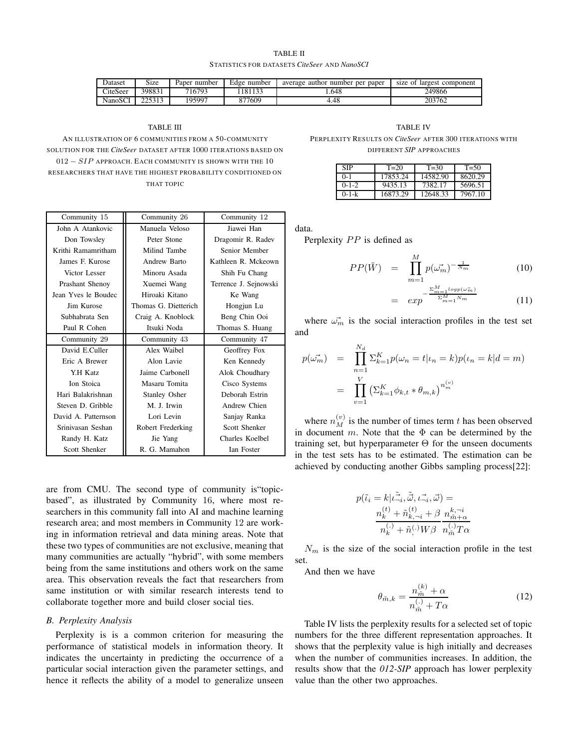TABLE II

STATISTICS FOR DATASETS *CiteSeer* AND *NanoSCI*

| Dataset | Size | Paper number | Edge number | average author number per paper | size of largest component |
|---|---|---|---|---|---|
| CiteSeer | 398831 | 716793 | 1181133 | 1.648 | 249866 |
| NanoSCI | 225313 | 195997 | 877609 | 4.48 | 203762 |

TABLE III

AN ILLUSTRATION OF 6 COMMUNITIES FROM A 50-COMMUNITY SOLUTION FOR THE *CiteSeer* DATASET AFTER 1000 ITERATIONS BASED ON $012-SIP$ APPROACH. EACH COMMUNITY IS SHOWN WITH THE 10 RESEARCHERS THAT HAVE THE HIGHEST PROBABILITY CONDITIONED ON THAT TOPIC

| Community 15 | Community 26 | Community 12 |
|---|---|---|
| John A Atankovic | Manuela Veloso | Jiawei Han |
| Don Towsley | Peter Stone | Dragomir R. Radev |
| Krithi Ramamritham | Milind Tambe | Senior Member |
| James F. Kurose | Andrew Barto | Kathleen R. Mckeown |
| Victor Lesser | Minoru Asada | Shih Fu Chang |
| Prashant Shenoy | Xuemei Wang | Terrence J. Sejnowski |
| Jean Yves le Boudec | Hiroaki Kitano | Ke Wang |
| Jim Kurose | Thomas G. Dietterich | Hongjun Lu |
| Subhabrata Sen | Craig A. Knoblock | Beng Chin Ooi |
| Paul R Cohen | Itsuki Noda | Thomas S. Huang |
| **Community 29** | **Community 43** | **Community 47** |
| David E.Culler | Alex Waibel | Geoffrey Fox |
| Eric A Brewer | Alon Lavie | Ken Kennedy |
| Y.H Katz | Jaime Carbonell | Alok Choudhary |
| Ion Stoica | Masaru Tomita | Cisco Systems |
| Hari Balakrishnan | Stanley Osher | Deborah Estrin |
| Steven D. Gribble | M. J. Irwin | Andrew Chien |
| David A. Patterson | Lori Levin | Sanjay Ranka |
| Srinivasan Seshan | Robert Frederking | Scott Shenker |
| Randy H. Katz | Jie Yang | Charles Koelbel |
| Scott Shenker | R. G. Mamahon | Ian Foster |

are from CMU. The second type of community is"topic-based", as illustrated by Community 16, where most researchers in this community fall into AI and machine learning research area; and most members in Community 12 are working in information retrieval and data mining areas. Note that these two types of communities are not exclusive, meaning that many communities are actually "hybrid", with some members being from the same institutions and others work on the same area. This observation reveals the fact that researchers from same institution or with similar research interests tend to collaborate together more and build closer social ties.

### B. Perplexity Analysis

Perplexity is is a common criterion for measuring the performance of statistical models in information theory. It indicates the uncertainty in predicting the occurrence of a particular social interaction given the parameter settings, and hence it reflects the ability of a model to generalize unseen data.

TABLE IV

PERPLEXITY RESULTS ON *CiteSeer* AFTER 300 ITERATIONS WITH DIFFERENT *SIP* APPROACHES

| SIP | T=20 | T=30 | T=50 |
|---|---|---|---|
| 0-1 | 17853.24 | 14582.90 | 8620.29 |
| 0-1-2 | 9435.13 | 7382.17 | 5696.51 |
| 0-1-k | 16873.29 | 12648.33 | 7967.10 |

Perplexity $PP$ is defined as

$$PP(\tilde{W}) = \prod_{m=1}^{M} p(\vec{\omega_m})^{-\frac{1}{N_m}} \tag{10}$$

$$= exp^{-\frac{\Sigma_{m=1}^{M} log p(\vec{\omega_m})}{\Sigma_{m=1}^{M} N_m}} \tag{11}$$

where $\vec{\omega_m}$ is the social interaction profiles in the test set and

$$p(\vec{\omega_m}) = \prod_{n=1}^{N_d} \Sigma_{k=1}^{K} p(\omega_n = t | \iota_n = k) p(\iota_n = k | d = m)$$
$$= \prod_{v=1}^{V} \left( \Sigma_{k=1}^{K} \phi_{k,t} * \theta_{m,k} \right)^{n_m^{(v)}}$$

where $n_M^{(v)}$ is the number of times term $t$ has been observed in document $m$. Note that the $\Phi$ can be determined by the training set, but hyperparameter $\Theta$ for the unseen documents in the test sets has to be estimated. The estimation can be achieved by conducting another Gibbs sampling process[22]:

$$p(\tilde{\iota_i} = k | \tilde{\vec{\iota}}_{\neg i}, \tilde{\vec{\omega}}, \vec{\iota}_{\neg i}, \vec{\omega}) = \frac{n_k^{(t)} + \tilde{n}_{k,\neg i}^{(t)} + \beta}{n_k^{(\cdot)} + \tilde{n}_{,}^{(\cdot)} W \beta} \frac{n_{\tilde{m}+\alpha}^{k,\neg i}}{n_{\tilde{m}}^{(\cdot)} T \alpha}$$

$N_m$ is the size of the social interaction profile in the test set.

And then we have

$$\theta_{\tilde{m},k} = \frac{n_{\tilde{m}}^{(k)} + \alpha}{n_{\tilde{m}}^{(\cdot)} + T\alpha} \tag{12}$$

Table IV lists the perplexity results for a selected set of topic numbers for the three different representation approaches. It shows that the perplexity value is high initially and decreases when the number of communities increases. In addition, the results show that the *012-SIP* approach has lower perplexity value than the other two approaches.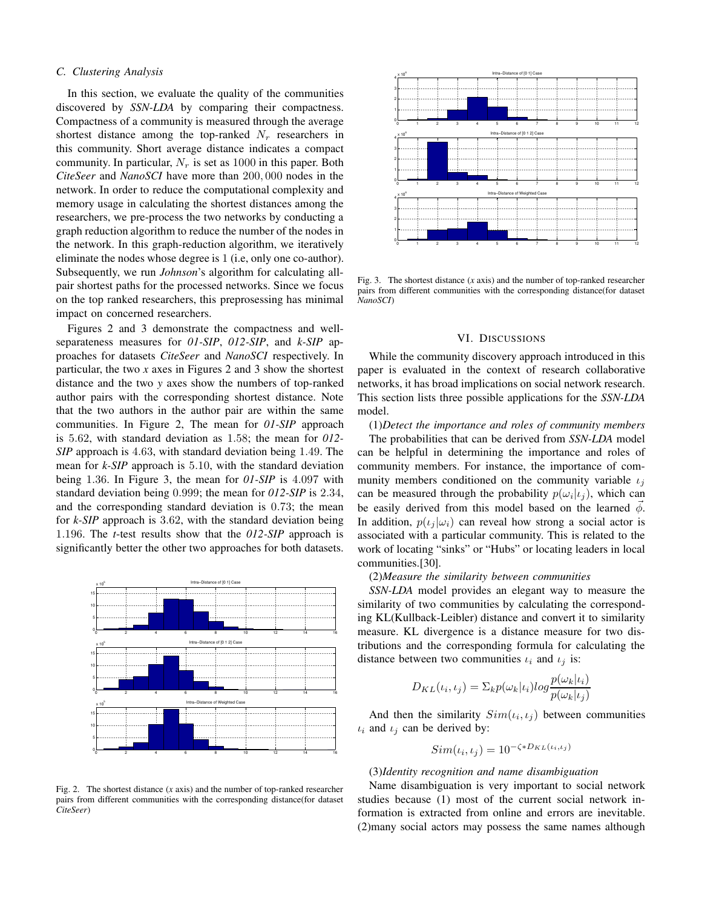### C. Clustering Analysis

In this section, we evaluate the quality of the communities discovered by *SSN-LDA* by comparing their compactness. Compactness of a community is measured through the average shortest distance among the top-ranked $N_r$ researchers in this community. Short average distance indicates a compact community. In particular, $N_r$ is set as $1000$ in this paper. Both *CiteSeer* and *NanoSCI* have more than $200,000$ nodes in the network. In order to reduce the computational complexity and memory usage in calculating the shortest distances among the researchers, we pre-process the two networks by conducting a graph reduction algorithm to reduce the number of the nodes in the network. In this graph-reduction algorithm, we iteratively eliminate the nodes whose degree is $1$ (i.e, only one co-author). Subsequently, we run *Johnson*'s algorithm for calculating all-pair shortest paths for the processed networks. Since we focus on the top ranked researchers, this preprocessing has minimal impact on concerned researchers.

Figures 2 and 3 demonstrate the compactness and well-separateness measures for *01-SIP*, *012-SIP*, and *k-SIP* approaches for datasets *CiteSeer* and *NanoSCI* respectively. In particular, the two *x* axes in Figures 2 and 3 show the shortest distance and the two *y* axes show the numbers of top-ranked author pairs with the corresponding shortest distance. Note that the two authors in the author pair are within the same communities. In Figure 2, The mean for *01-SIP* approach is $5.62$, with standard deviation as $1.58$; the mean for *012-SIP* approach is $4.63$, with standard deviation being $1.49$. The mean for *k-SIP* approach is $5.10$, with the standard deviation being $1.36$. In Figure 3, the mean for *01-SIP* is $4.097$ with standard deviation being $0.999$; the mean for *012-SIP* is $2.34$, and the corresponding standard deviation is $0.73$; the mean for *k-SIP* approach is $3.62$, with the standard deviation being $1.196$. The *t*-test results show that the *012-SIP* approach is significantly better the other two approaches for both datasets.

Fig. 2. The shortest distance (*x* axis) and the number of top-ranked researcher pairs from different communities with the corresponding distance(for dataset *CiteSeer*)

Fig. 3. The shortest distance (*x* axis) and the number of top-ranked researcher pairs from different communities with the corresponding distance(for dataset *NanoSCI*)

## VI. Discussions

While the community discovery approach introduced in this paper is evaluated in the context of research collaborative networks, it has broad implications on social network research. This section lists three possible applications for the *SSN-LDA* model.

(1)*Detect the importance and roles of community members*

The probabilities that can be derived from *SSN-LDA* model can be helpful in determining the importance and roles of community members. For instance, the importance of community members conditioned on the community variable $\iota_j$ can be measured through the probability $p(\omega_i|\iota_j)$, which can be easily derived from this model based on the learned $\vec{\phi}$. In addition, $p(\iota_j|\omega_i)$ can reveal how strong a social actor is associated with a particular community. This is related to the work of locating "sinks" or "Hubs" or locating leaders in local communities.[30].

(2)*Measure the similarity between communities*

*SSN-LDA* model provides an elegant way to measure the similarity of two communities by calculating the corresponding KL(Kullback-Leibler) distance and convert it to similarity measure. KL divergence is a distance measure for two distributions and the corresponding formula for calculating the distance between two communities $\iota_i$ and $\iota_j$ is:

$$D_{KL}(\iota_i, \iota_j) = \Sigma_k p(\omega_k|\iota_i) log \frac{p(\omega_k|\iota_i)}{p(\omega_k|\iota_j)}$$

And then the similarity $Sim(\iota_i, \iota_j)$ between communities $\iota_i$ and $\iota_j$ can be derived by:

$$Sim(\iota_i, \iota_j) = 10^{-\zeta * D_{KL}(\iota_i, \iota_j)}$$

(3)*Identity recognition and name disambiguation*

Name disambiguation is very important to social network studies because (1) most of the current social network information is extracted from online and errors are inevitable. (2)many social actors may possess the same names although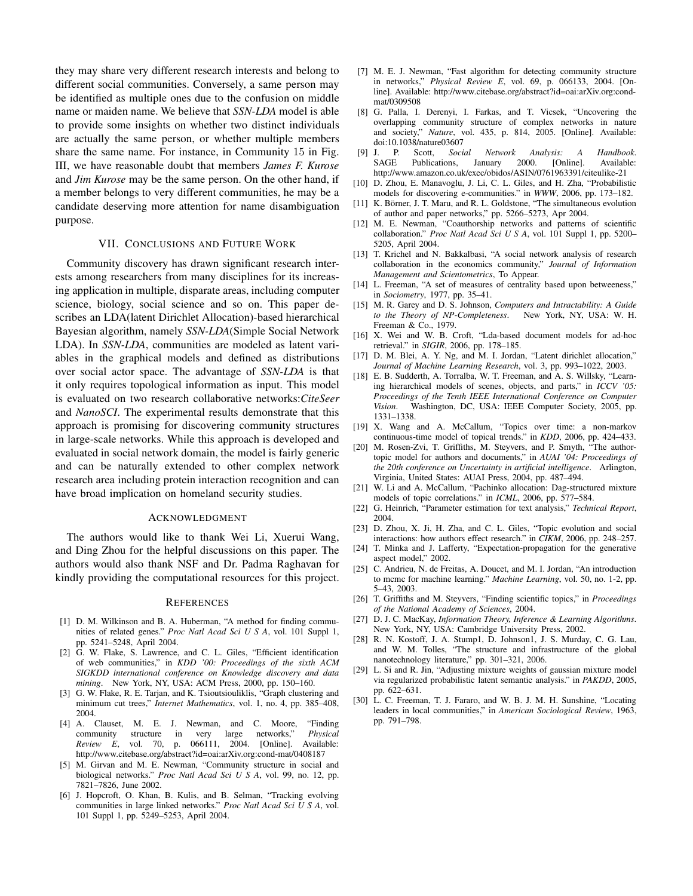they may share very different research interests and belong to different social communities. Conversely, a same person may be identified as multiple ones due to the confusion on middle name or maiden name. We believe that *SSN-LDA* model is able to provide some insights on whether two distinct individuals are actually the same person, or whether multiple members share the same name. For instance, in Community 15 in Fig. III, we have reasonable doubt that members *James F. Kurose* and *Jim Kurose* may be the same person. On the other hand, if a member belongs to very different communities, he may be a candidate deserving more attention for name disambiguation purpose.

## VII. Conclusions and Future Work

Community discovery has drawn significant research interests among researchers from many disciplines for its increasing application in multiple, disparate areas, including computer science, biology, social science and so on. This paper describes an LDA(latent Dirichlet Allocation)-based hierarchical Bayesian algorithm, namely *SSN-LDA*(Simple Social Network LDA). In *SSN-LDA*, communities are modeled as latent variables in the graphical models and defined as distributions over social actor space. The advantage of *SSN-LDA* is that it only requires topological information as input. This model is evaluated on two research collaborative networks:*CiteSeer* and *NanoSCI*. The experimental results demonstrate that this approach is promising for discovering community structures in large-scale networks. While this approach is developed and evaluated in social network domain, the model is fairly generic and can be naturally extended to other complex network research area including protein interaction recognition and can have broad implication on homeland security studies.

## Acknowledgment

The authors would like to thank Wei Li, Xuerui Wang, and Ding Zhou for the helpful discussions on this paper. The authors would also thank NSF and Dr. Padma Raghavan for kindly providing the computational resources for this project.

## References

[1] D. M. Wilkinson and B. A. Huberman, "A method for finding communities of related genes." *Proc Natl Acad Sci U S A*, vol. 101 Suppl 1, pp. 5241–5248, April 2004.

[2] G. W. Flake, S. Lawrence, and C. L. Giles, "Efficient identification of web communities," in *KDD '00: Proceedings of the sixth ACM SIGKDD international conference on Knowledge discovery and data mining*. New York, NY, USA: ACM Press, 2000, pp. 150–160.

[3] G. W. Flake, R. E. Tarjan, and K. Tsioutsiouliklis, "Graph clustering and minimum cut trees," *Internet Mathematics*, vol. 1, no. 4, pp. 385–408, 2004.

[4] A. Clauset, M. E. J. Newman, and C. Moore, "Finding community structure in very large networks," *Physical Review E*, vol. 70, p. 066111, 2004. [Online]. Available: http://www.citebase.org/abstract?id=oai:arXiv.org:cond-mat/0408187

[5] M. Girvan and M. E. Newman, "Community structure in social and biological networks." *Proc Natl Acad Sci U S A*, vol. 99, no. 12, pp. 7821–7826, June 2002.

[6] J. Hopcroft, O. Khan, B. Kulis, and B. Selman, "Tracking evolving communities in large linked networks." *Proc Natl Acad Sci U S A*, vol. 101 Suppl 1, pp. 5249–5253, April 2004.

[7] M. E. J. Newman, "Fast algorithm for detecting community structure in networks," *Physical Review E*, vol. 69, p. 066133, 2004. [Online]. Available: http://www.citebase.org/abstract?id=oai:arXiv.org:cond-mat/0309508

[8] G. Palla, I. Derenyi, I. Farkas, and T. Vicsek, "Uncovering the overlapping community structure of complex networks in nature and society," *Nature*, vol. 435, p. 814, 2005. [Online]. Available: doi:10.1038/nature03607

[9] J. P. Scott, *Social Network Analysis: A Handbook*. SAGE Publications, January 2000. [Online]. Available: http://www.amazon.co.uk/exec/obidos/ASIN/0761963391/citeulike-21

[10] D. Zhou, E. Manavoglu, J. Li, C. L. Giles, and H. Zha, "Probabilistic models for discovering e-communities." in *WWW*, 2006, pp. 173–182.

[11] K. Börner, J. T. Maru, and R. L. Goldstone, "The simultaneous evolution of author and paper networks," pp. 5266–5273, Apr 2004.

[12] M. E. Newman, "Coauthorship networks and patterns of scientific collaboration." *Proc Natl Acad Sci U S A*, vol. 101 Suppl 1, pp. 5200–5205, April 2004.

[13] T. Krichel and N. Bakkalbasi, "A social network analysis of research collaboration in the economics community," *Journal of Information Management and Scientometrics*, To Appear.

[14] L. Freeman, "A set of measures of centrality based upon betweeness," in *Sociometry*, 1977, pp. 35–41.

[15] M. R. Garey and D. S. Johnson, *Computers and Intractability: A Guide to the Theory of NP-Completeness*. New York, NY, USA: W. H. Freeman & Co., 1979.

[16] X. Wei and W. B. Croft, "Lda-based document models for ad-hoc retrieval." in *SIGIR*, 2006, pp. 178–185.

[17] D. M. Blei, A. Y. Ng, and M. I. Jordan, "Latent dirichlet allocation," *Journal of Machine Learning Research*, vol. 3, pp. 993–1022, 2003.

[18] E. B. Sudderth, A. Torralba, W. T. Freeman, and A. S. Willsky, "Learning hierarchical models of scenes, objects, and parts," in *ICCV '05: Proceedings of the Tenth IEEE International Conference on Computer Vision*. Washington, DC, USA: IEEE Computer Society, 2005, pp. 1331–1338.

[19] X. Wang and A. McCallum, "Topics over time: a non-markov continuous-time model of topical trends." in *KDD*, 2006, pp. 424–433.

[20] M. Rosen-Zvi, T. Griffiths, M. Steyvers, and P. Smyth, "The author-topic model for authors and documents," in *AUAI '04: Proceedings of the 20th conference on Uncertainty in artificial intelligence*. Arlington, Virginia, United States: AUAI Press, 2004, pp. 487–494.

[21] W. Li and A. McCallum, "Pachinko allocation: Dag-structured mixture models of topic correlations." in *ICML*, 2006, pp. 577–584.

[22] G. Heinrich, "Parameter estimation for text analysis," *Technical Report*, 2004.

[23] D. Zhou, X. Ji, H. Zha, and C. L. Giles, "Topic evolution and social interactions: how authors effect research." in *CIKM*, 2006, pp. 248–257.

[24] T. Minka and J. Lafferty, "Expectation-propagation for the generative aspect model," 2002.

[25] C. Andrieu, N. de Freitas, A. Doucet, and M. I. Jordan, "An introduction to mcmc for machine learning." *Machine Learning*, vol. 50, no. 1-2, pp. 5–43, 2003.

[26] T. Griffiths and M. Steyvers, "Finding scientific topics," in *Proceedings of the National Academy of Sciences*, 2004.

[27] D. J. C. MacKay, *Information Theory, Inference & Learning Algorithms*. New York, NY, USA: Cambridge University Press, 2002.

[28] R. N. Kostoff, J. A. Stump1, D. Johnson1, J. S. Murday, C. G. Lau, and W. M. Tolles, "The structure and infrastructure of the global nanotechnology literature," pp. 301–321, 2006.

[29] L. Si and R. Jin, "Adjusting mixture weights of gaussian mixture model via regularized probabilistic latent semantic analysis." in *PAKDD*, 2005, pp. 622–631.

[30] L. C. Freeman, T. J. Fararo, and W. B. J. M. H. Sunshine, "Locating leaders in local communities," in *American Sociological Review*, 1963, pp. 791–798.